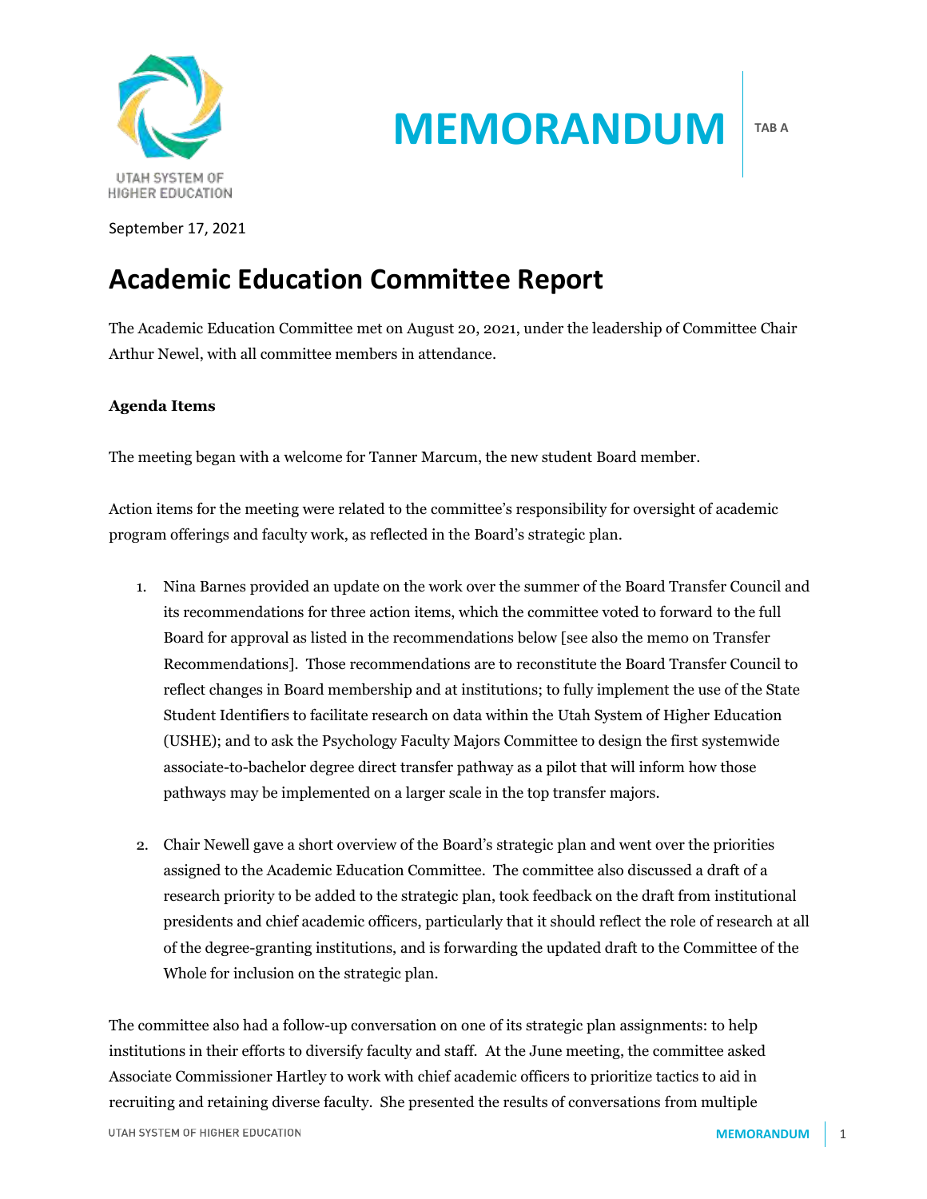MEMORANDUM

TAB A

September 17, 2021

# Academic Education Committee Report

The Academic Education Committee met on August 20, 2021, under the leadership of Committee Chair Arthur Newel, with all committee members in attendance.

**Agenda Items**

The meeting began with a welcome for Tanner Marcum, the new student Board member.

Action items for the meeting were related to the committee's responsibility for oversight of academic program offerings and faculty work, as reflected in the Board's strategic plan.

1. Nina Barnes provided an update on the work over the summer of the Board Transfer Council and its recommendations for three action items, which the committee voted to forward to the full Board for approval as listed in the recommendations below [see also the memo on Transfer Recommendations]. Those recommendations are to reconstitute the Board Transfer Council to reflect changes in Board membership and at institutions; to fully implement the use of the State Student Identifiers to facilitate research on data within the Utah System of Higher Education (USHE); and to ask the Psychology Faculty Majors Committee to design the first systemwide associate-to-bachelor degree direct transfer pathway as a pilot that will inform how those pathways may be implemented on a larger scale in the top transfer majors.

2. Chair Newell gave a short overview of the Board's strategic plan and went over the priorities assigned to the Academic Education Committee. The committee also discussed a draft of a research priority to be added to the strategic plan, took feedback on the draft from institutional presidents and chief academic officers, particularly that it should reflect the role of research at all of the degree-granting institutions, and is forwarding the updated draft to the Committee of the Whole for inclusion on the strategic plan.

The committee also had a follow-up conversation on one of its strategic plan assignments: to help institutions in their efforts to diversify faculty and staff. At the June meeting, the committee asked Associate Commissioner Hartley to work with chief academic officers to prioritize tactics to aid in recruiting and retaining diverse faculty. She presented the results of conversations from multiple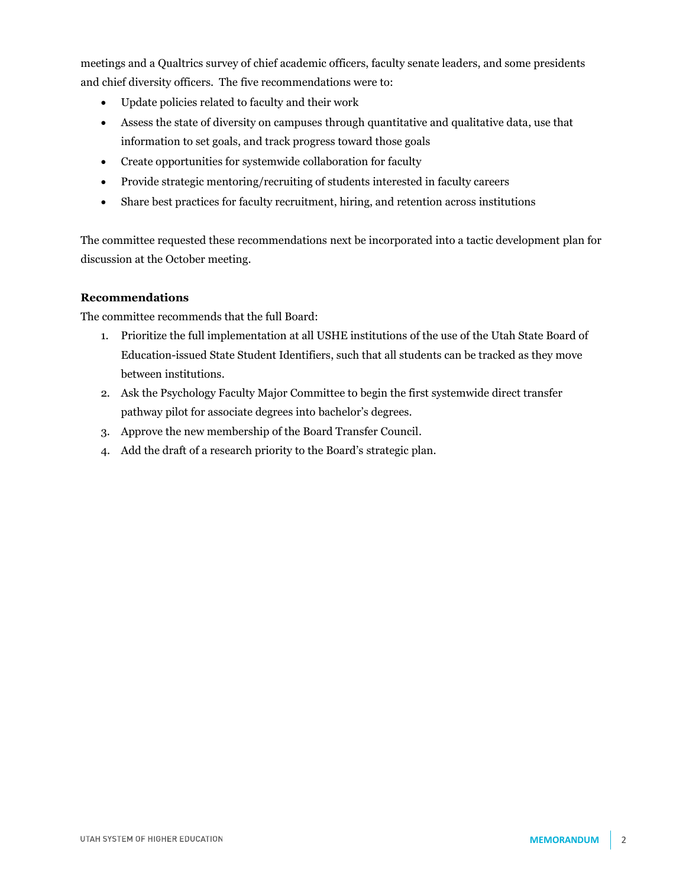meetings and a Qualtrics survey of chief academic officers, faculty senate leaders, and some presidents and chief diversity officers. The five recommendations were to:

- Update policies related to faculty and their work
- Assess the state of diversity on campuses through quantitative and qualitative data, use that information to set goals, and track progress toward those goals
- Create opportunities for systemwide collaboration for faculty
- Provide strategic mentoring/recruiting of students interested in faculty careers
- Share best practices for faculty recruitment, hiring, and retention across institutions

The committee requested these recommendations next be incorporated into a tactic development plan for discussion at the October meeting.

**Recommendations**

The committee recommends that the full Board:

1. Prioritize the full implementation at all USHE institutions of the use of the Utah State Board of Education-issued State Student Identifiers, such that all students can be tracked as they move between institutions.
2. Ask the Psychology Faculty Major Committee to begin the first systemwide direct transfer pathway pilot for associate degrees into bachelor's degrees.
3. Approve the new membership of the Board Transfer Council.
4. Add the draft of a research priority to the Board's strategic plan.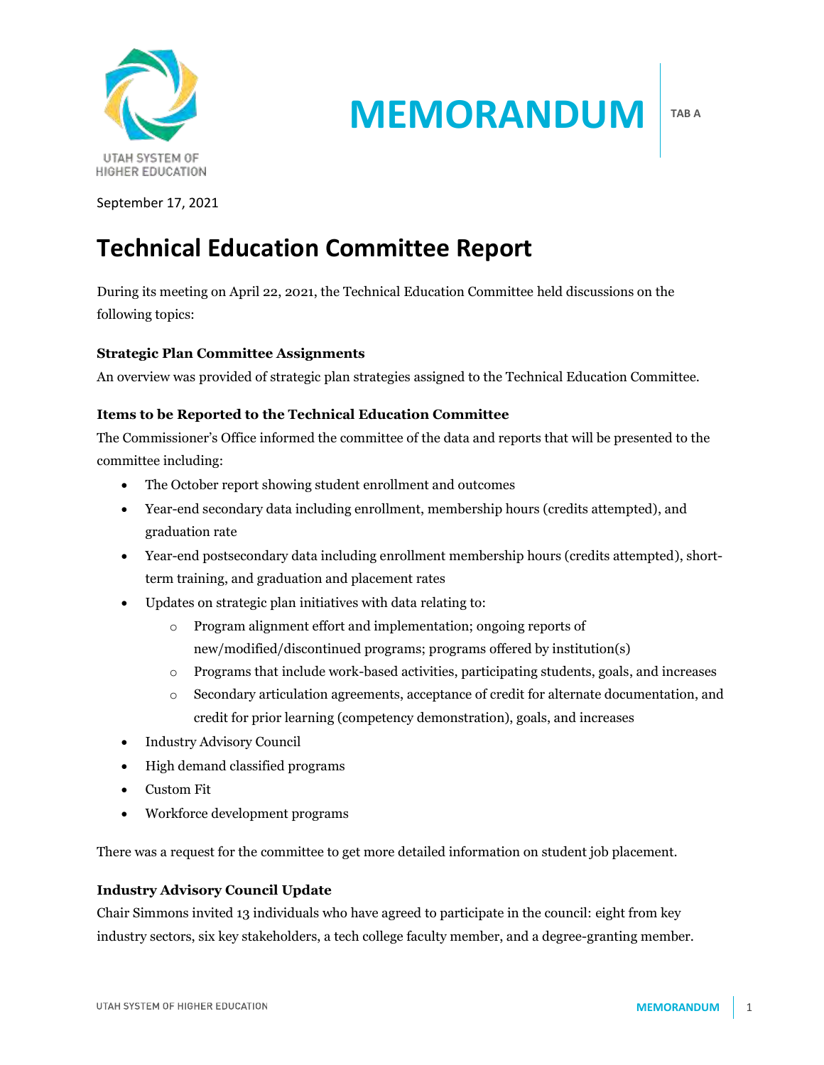# MEMORANDUM

TAB A

September 17, 2021

## Technical Education Committee Report

During its meeting on April 22, 2021, the Technical Education Committee held discussions on the following topics:

**Strategic Plan Committee Assignments**

An overview was provided of strategic plan strategies assigned to the Technical Education Committee.

**Items to be Reported to the Technical Education Committee**

The Commissioner's Office informed the committee of the data and reports that will be presented to the committee including:

- The October report showing student enrollment and outcomes
- Year-end secondary data including enrollment, membership hours (credits attempted), and graduation rate
- Year-end postsecondary data including enrollment membership hours (credits attempted), short-term training, and graduation and placement rates
- Updates on strategic plan initiatives with data relating to:
    - Program alignment effort and implementation; ongoing reports of new/modified/discontinued programs; programs offered by institution(s)
    - Programs that include work-based activities, participating students, goals, and increases
    - Secondary articulation agreements, acceptance of credit for alternate documentation, and credit for prior learning (competency demonstration), goals, and increases
- Industry Advisory Council
- High demand classified programs
- Custom Fit
- Workforce development programs

There was a request for the committee to get more detailed information on student job placement.

**Industry Advisory Council Update**

Chair Simmons invited 13 individuals who have agreed to participate in the council: eight from key industry sectors, six key stakeholders, a tech college faculty member, and a degree-granting member.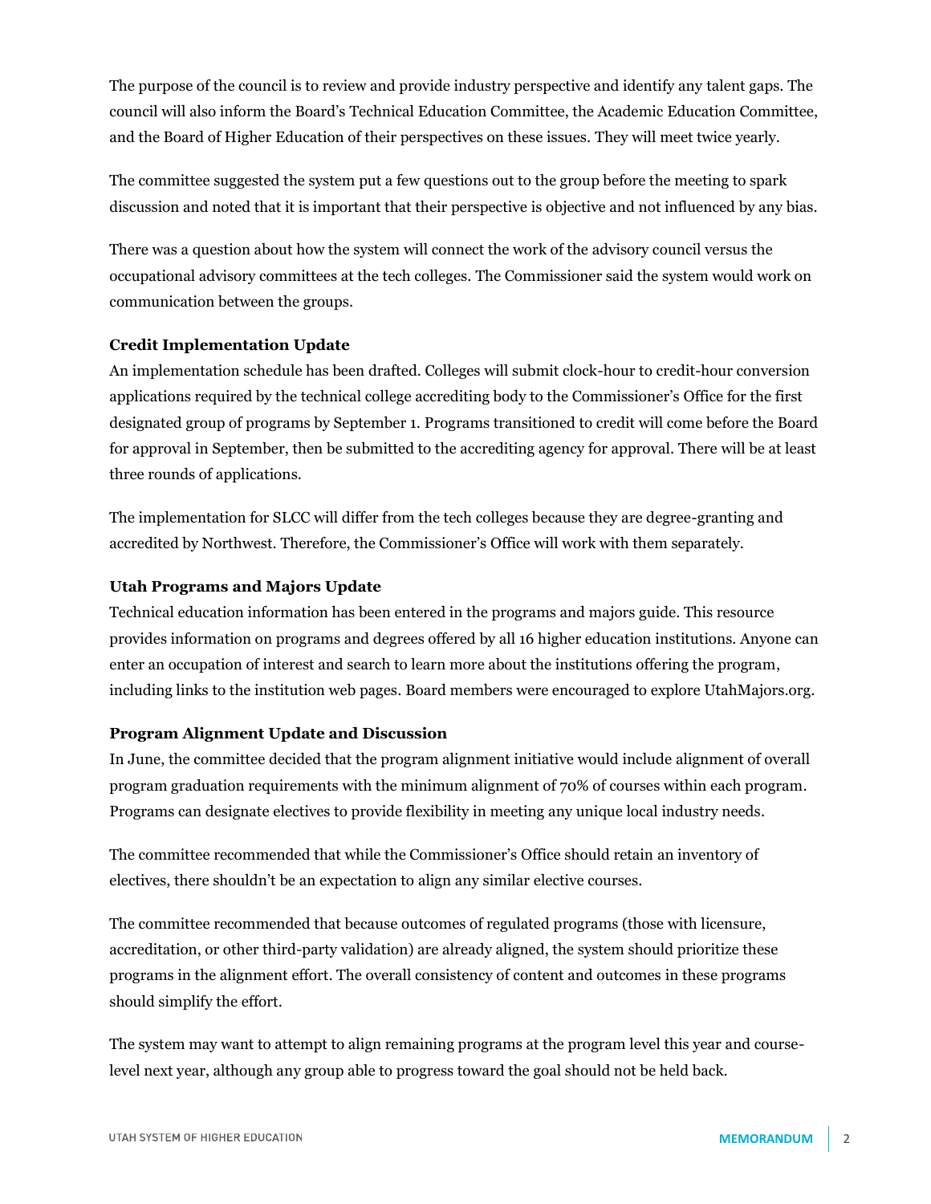The purpose of the council is to review and provide industry perspective and identify any talent gaps. The council will also inform the Board's Technical Education Committee, the Academic Education Committee, and the Board of Higher Education of their perspectives on these issues. They will meet twice yearly.

The committee suggested the system put a few questions out to the group before the meeting to spark discussion and noted that it is important that their perspective is objective and not influenced by any bias.

There was a question about how the system will connect the work of the advisory council versus the occupational advisory committees at the tech colleges. The Commissioner said the system would work on communication between the groups.

**Credit Implementation Update**

An implementation schedule has been drafted. Colleges will submit clock-hour to credit-hour conversion applications required by the technical college accrediting body to the Commissioner's Office for the first designated group of programs by September 1. Programs transitioned to credit will come before the Board for approval in September, then be submitted to the accrediting agency for approval. There will be at least three rounds of applications.

The implementation for SLCC will differ from the tech colleges because they are degree-granting and accredited by Northwest. Therefore, the Commissioner's Office will work with them separately.

**Utah Programs and Majors Update**

Technical education information has been entered in the programs and majors guide. This resource provides information on programs and degrees offered by all 16 higher education institutions. Anyone can enter an occupation of interest and search to learn more about the institutions offering the program, including links to the institution web pages. Board members were encouraged to explore UtahMajors.org.

**Program Alignment Update and Discussion**

In June, the committee decided that the program alignment initiative would include alignment of overall program graduation requirements with the minimum alignment of 70% of courses within each program. Programs can designate electives to provide flexibility in meeting any unique local industry needs.

The committee recommended that while the Commissioner's Office should retain an inventory of electives, there shouldn't be an expectation to align any similar elective courses.

The committee recommended that because outcomes of regulated programs (those with licensure, accreditation, or other third-party validation) are already aligned, the system should prioritize these programs in the alignment effort. The overall consistency of content and outcomes in these programs should simplify the effort.

The system may want to attempt to align remaining programs at the program level this year and course-level next year, although any group able to progress toward the goal should not be held back.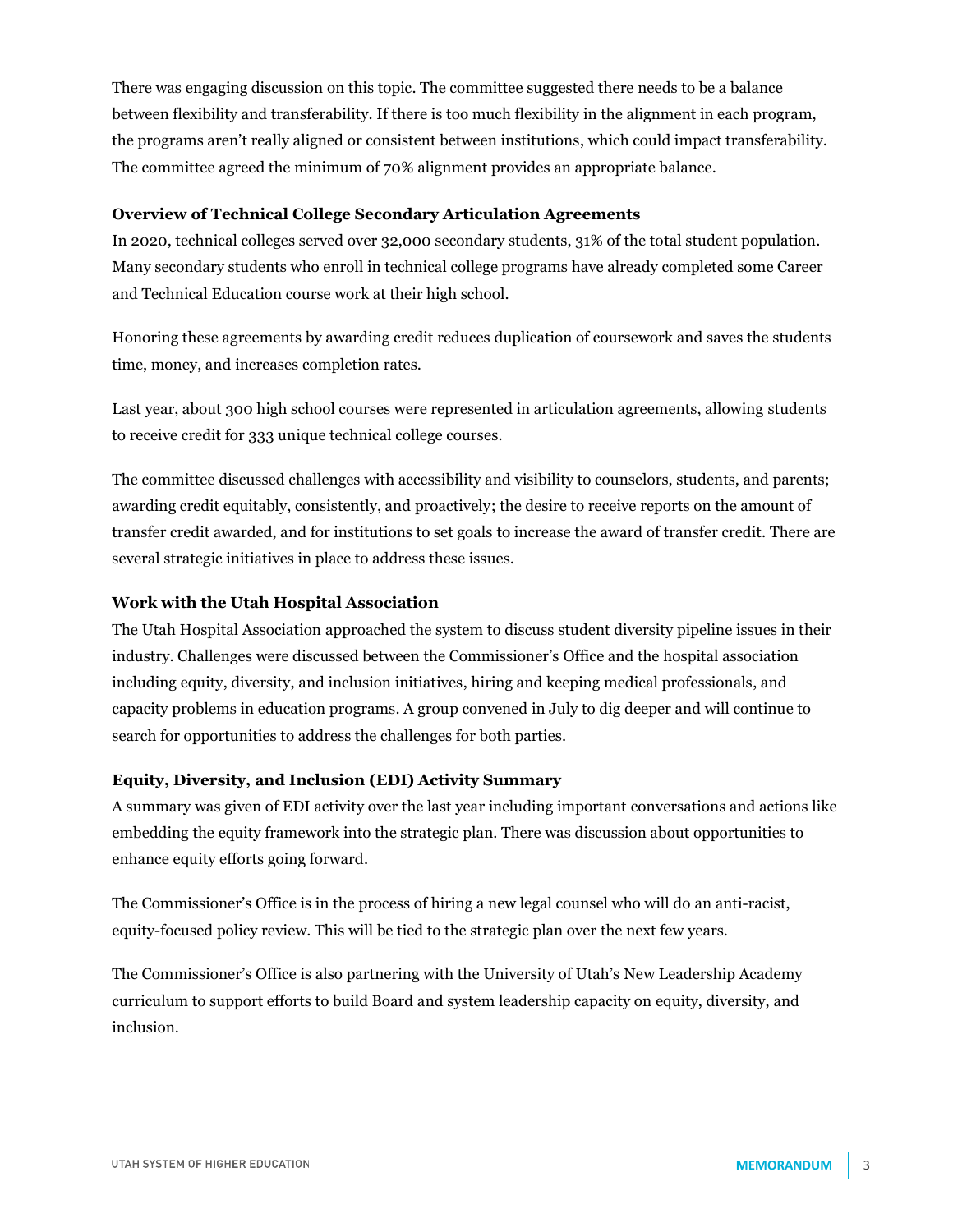There was engaging discussion on this topic. The committee suggested there needs to be a balance between flexibility and transferability. If there is too much flexibility in the alignment in each program, the programs aren't really aligned or consistent between institutions, which could impact transferability. The committee agreed the minimum of 70% alignment provides an appropriate balance.

**Overview of Technical College Secondary Articulation Agreements**

In 2020, technical colleges served over 32,000 secondary students, 31% of the total student population. Many secondary students who enroll in technical college programs have already completed some Career and Technical Education course work at their high school.

Honoring these agreements by awarding credit reduces duplication of coursework and saves the students time, money, and increases completion rates.

Last year, about 300 high school courses were represented in articulation agreements, allowing students to receive credit for 333 unique technical college courses.

The committee discussed challenges with accessibility and visibility to counselors, students, and parents; awarding credit equitably, consistently, and proactively; the desire to receive reports on the amount of transfer credit awarded, and for institutions to set goals to increase the award of transfer credit. There are several strategic initiatives in place to address these issues.

**Work with the Utah Hospital Association**

The Utah Hospital Association approached the system to discuss student diversity pipeline issues in their industry. Challenges were discussed between the Commissioner's Office and the hospital association including equity, diversity, and inclusion initiatives, hiring and keeping medical professionals, and capacity problems in education programs. A group convened in July to dig deeper and will continue to search for opportunities to address the challenges for both parties.

**Equity, Diversity, and Inclusion (EDI) Activity Summary**

A summary was given of EDI activity over the last year including important conversations and actions like embedding the equity framework into the strategic plan. There was discussion about opportunities to enhance equity efforts going forward.

The Commissioner's Office is in the process of hiring a new legal counsel who will do an anti-racist, equity-focused policy review. This will be tied to the strategic plan over the next few years.

The Commissioner's Office is also partnering with the University of Utah's New Leadership Academy curriculum to support efforts to build Board and system leadership capacity on equity, diversity, and inclusion.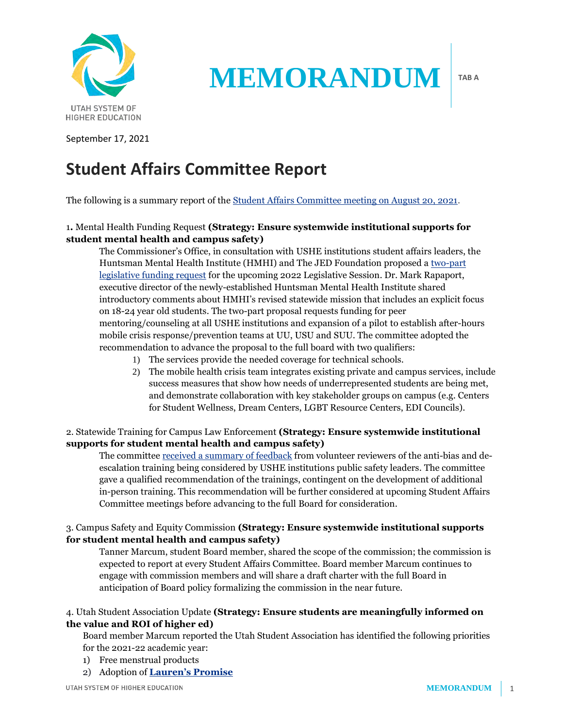MEMORANDUM

TAB A

September 17, 2021

# Student Affairs Committee Report

The following is a summary report of the Student Affairs Committee meeting on August 20, 2021.

1. Mental Health Funding Request **(Strategy: Ensure systemwide institutional supports for student mental health and campus safety)**

The Commissioner's Office, in consultation with USHE institutions student affairs leaders, the Huntsman Mental Health Institute (HMHI) and The JED Foundation proposed a two-part legislative funding request for the upcoming 2022 Legislative Session. Dr. Mark Rapaport, executive director of the newly-established Huntsman Mental Health Institute shared introductory comments about HMHI's revised statewide mission that includes an explicit focus on 18-24 year old students. The two-part proposal requests funding for peer mentoring/counseling at all USHE institutions and expansion of a pilot to establish after-hours mobile crisis response/prevention teams at UU, USU and SUU. The committee adopted the recommendation to advance the proposal to the full board with two qualifiers:

1) The services provide the needed coverage for technical schools.
2) The mobile health crisis team integrates existing private and campus services, include success measures that show how needs of underrepresented students are being met, and demonstrate collaboration with key stakeholder groups on campus (e.g. Centers for Student Wellness, Dream Centers, LGBT Resource Centers, EDI Councils).

2. Statewide Training for Campus Law Enforcement **(Strategy: Ensure systemwide institutional supports for student mental health and campus safety)**

The committee received a summary of feedback from volunteer reviewers of the anti-bias and de-escalation training being considered by USHE institutions public safety leaders. The committee gave a qualified recommendation of the trainings, contingent on the development of additional in-person training. This recommendation will be further considered at upcoming Student Affairs Committee meetings before advancing to the full Board for consideration.

3. Campus Safety and Equity Commission **(Strategy: Ensure systemwide institutional supports for student mental health and campus safety)**

Tanner Marcum, student Board member, shared the scope of the commission; the commission is expected to report at every Student Affairs Committee. Board member Marcum continues to engage with commission members and will share a draft charter with the full Board in anticipation of Board policy formalizing the commission in the near future.

4. Utah Student Association Update **(Strategy: Ensure students are meaningfully informed on the value and ROI of higher ed)**

Board member Marcum reported the Utah Student Association has identified the following priorities for the 2021-22 academic year:

1) Free menstrual products
2) Adoption of **Lauren's Promise**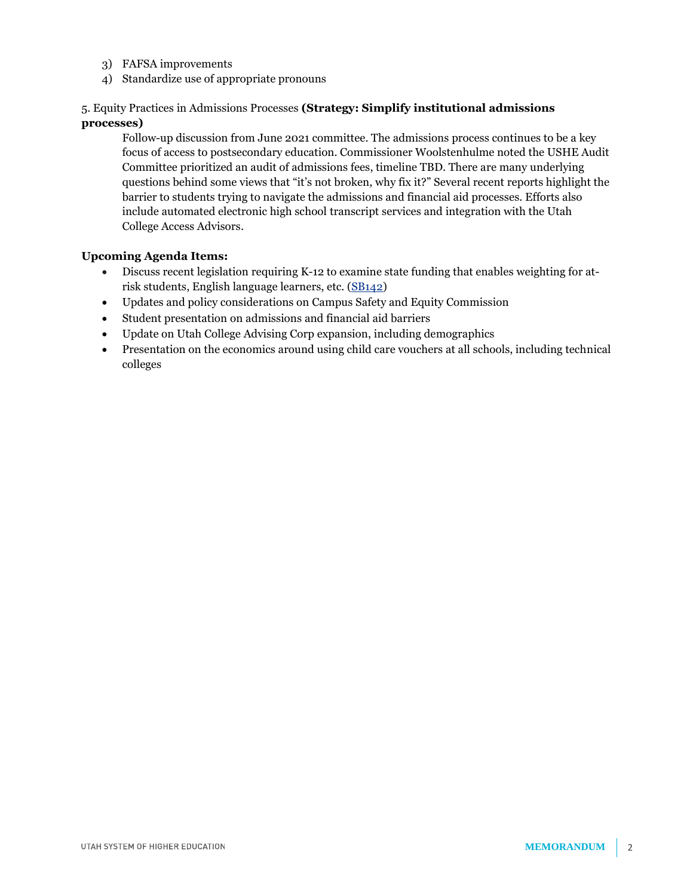3) FAFSA improvements
4) Standardize use of appropriate pronouns

5. Equity Practices in Admissions Processes **(Strategy: Simplify institutional admissions processes)**

Follow-up discussion from June 2021 committee. The admissions process continues to be a key focus of access to postsecondary education. Commissioner Woolstenhulme noted the USHE Audit Committee prioritized an audit of admissions fees, timeline TBD. There are many underlying questions behind some views that "it's not broken, why fix it?" Several recent reports highlight the barrier to students trying to navigate the admissions and financial aid processes. Efforts also include automated electronic high school transcript services and integration with the Utah College Access Advisors.

**Upcoming Agenda Items:**

- Discuss recent legislation requiring K-12 to examine state funding that enables weighting for at-risk students, English language learners, etc. (SB142)
- Updates and policy considerations on Campus Safety and Equity Commission
- Student presentation on admissions and financial aid barriers
- Update on Utah College Advising Corp expansion, including demographics
- Presentation on the economics around using child care vouchers at all schools, including technical colleges